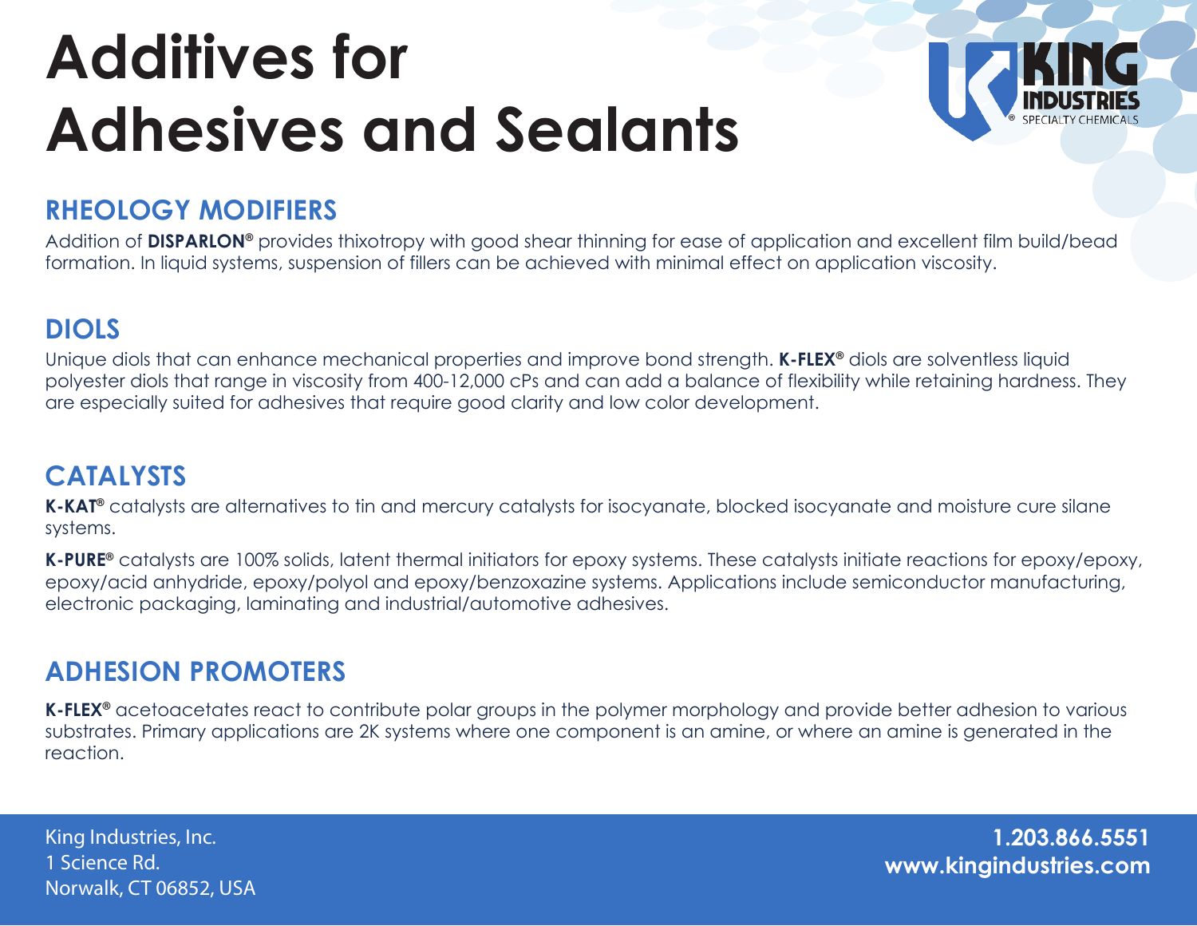# Additives for Adhesives and Sealants

KING INDUSTRIES® SPECIALTY CHEMICALS

## RHEOLOGY MODIFIERS

Addition of **DISPARLON®** provides thixotropy with good shear thinning for ease of application and excellent film build/bead formation. In liquid systems, suspension of fillers can be achieved with minimal effect on application viscosity.

## DIOLS

Unique diols that can enhance mechanical properties and improve bond strength. **K-FLEX®** diols are solventless liquid polyester diols that range in viscosity from 400-12,000 cPs and can add a balance of flexibility while retaining hardness. They are especially suited for adhesives that require good clarity and low color development.

## CATALYSTS

**K-KAT®** catalysts are alternatives to tin and mercury catalysts for isocyanate, blocked isocyanate and moisture cure silane systems.

**K-PURE®** catalysts are 100% solids, latent thermal initiators for epoxy systems. These catalysts initiate reactions for epoxy/epoxy, epoxy/acid anhydride, epoxy/polyol and epoxy/benzoxazine systems. Applications include semiconductor manufacturing, electronic packaging, laminating and industrial/automotive adhesives.

## ADHESION PROMOTERS

**K-FLEX®** acetoacetates react to contribute polar groups in the polymer morphology and provide better adhesion to various substrates. Primary applications are 2K systems where one component is an amine, or where an amine is generated in the reaction.

King Industries, Inc.
1 Science Rd.
Norwalk, CT 06852, USA

**1.203.866.5551**
**www.kingindustries.com**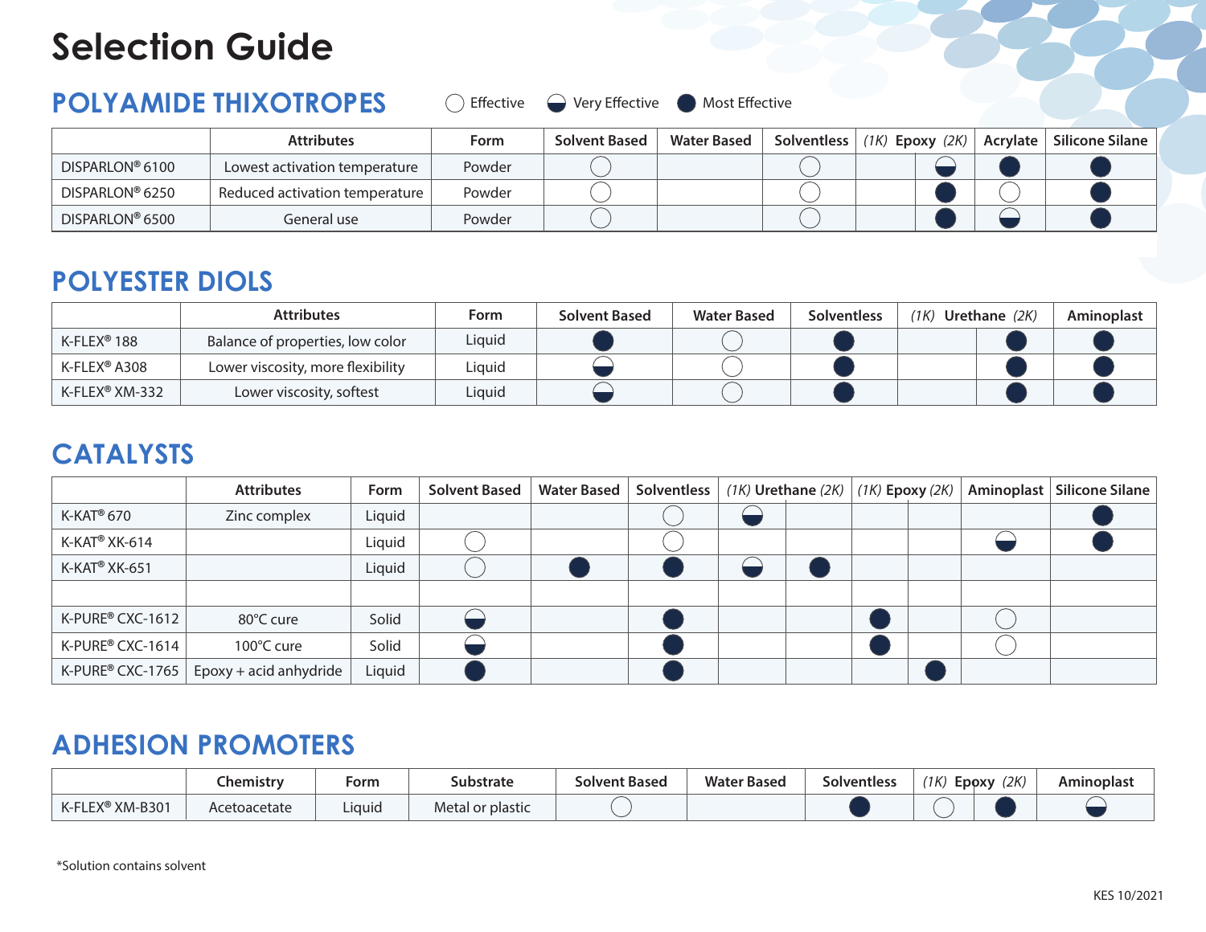# Selection Guide

## POLYAMIDE THIXOTROPES

○ Effective ◒ Very Effective ● Most Effective

| | Attributes | Form | Solvent Based | Water Based | Solventless | (1K) Epoxy | (2K) | Acrylate | Silicone Silane |
|---|---|---|---|---|---|---|---|---|---|
| DISPARLON® 6100 | Lowest activation temperature | Powder | ○ | | ○ | | ◒ | ● | ● |
| DISPARLON® 6250 | Reduced activation temperature | Powder | ○ | | ○ | | ● | ○ | ● |
| DISPARLON® 6500 | General use | Powder | ○ | | ○ | | ● | ◒ | ● |

## POLYESTER DIOLS

| | Attributes | Form | Solvent Based | Water Based | Solventless | (1K) Urethane | (2K) | Aminoplast |
|---|---|---|---|---|---|---|---|---|
| K-FLEX® 188 | Balance of properties, low color | Liquid | ● | ○ | ● | | ● | ● |
| K-FLEX® A308 | Lower viscosity, more flexibility | Liquid | ◒ | ○ | ● | | ● | ● |
| K-FLEX® XM-332 | Lower viscosity, softest | Liquid | ◒ | ○ | ● | | ● | ● |

## CATALYSTS

| | Attributes | Form | Solvent Based | Water Based | Solventless | (1K) Urethane | (2K) | (1K) Epoxy | (2K) | Aminoplast | Silicone Silane |
|---|---|---|---|---|---|---|---|---|---|---|---|
| K-KAT® 670 | Zinc complex | Liquid | | | ○ | ◒ | | | | | ● |
| K-KAT® XK-614 | | Liquid | ○ | | ○ | | | | | ◒ | ● |
| K-KAT® XK-651 | | Liquid | ○ | ● | ● | ◒ | ● | | | | |
| | | | | | | | | | | | |
| K-PURE® CXC-1612 | 80°C cure | Solid | ◒ | | ● | | | ● | | ○ | |
| K-PURE® CXC-1614 | 100°C cure | Solid | ◒ | | ● | | | ● | | ○ | |
| K-PURE® CXC-1765 | Epoxy + acid anhydride | Liquid | ● | | ● | | | | ● | | |

## ADHESION PROMOTERS

| | Chemistry | Form | Substrate | Solvent Based | Water Based | Solventless | (1K) Epoxy | (2K) | Aminoplast |
|---|---|---|---|---|---|---|---|---|---|
| K-FLEX® XM-B301 | Acetoacetate | Liquid | Metal or plastic | ○ | | ● | ○ | ● | ◒ |

*Solution contains solvent

KES 10/2021